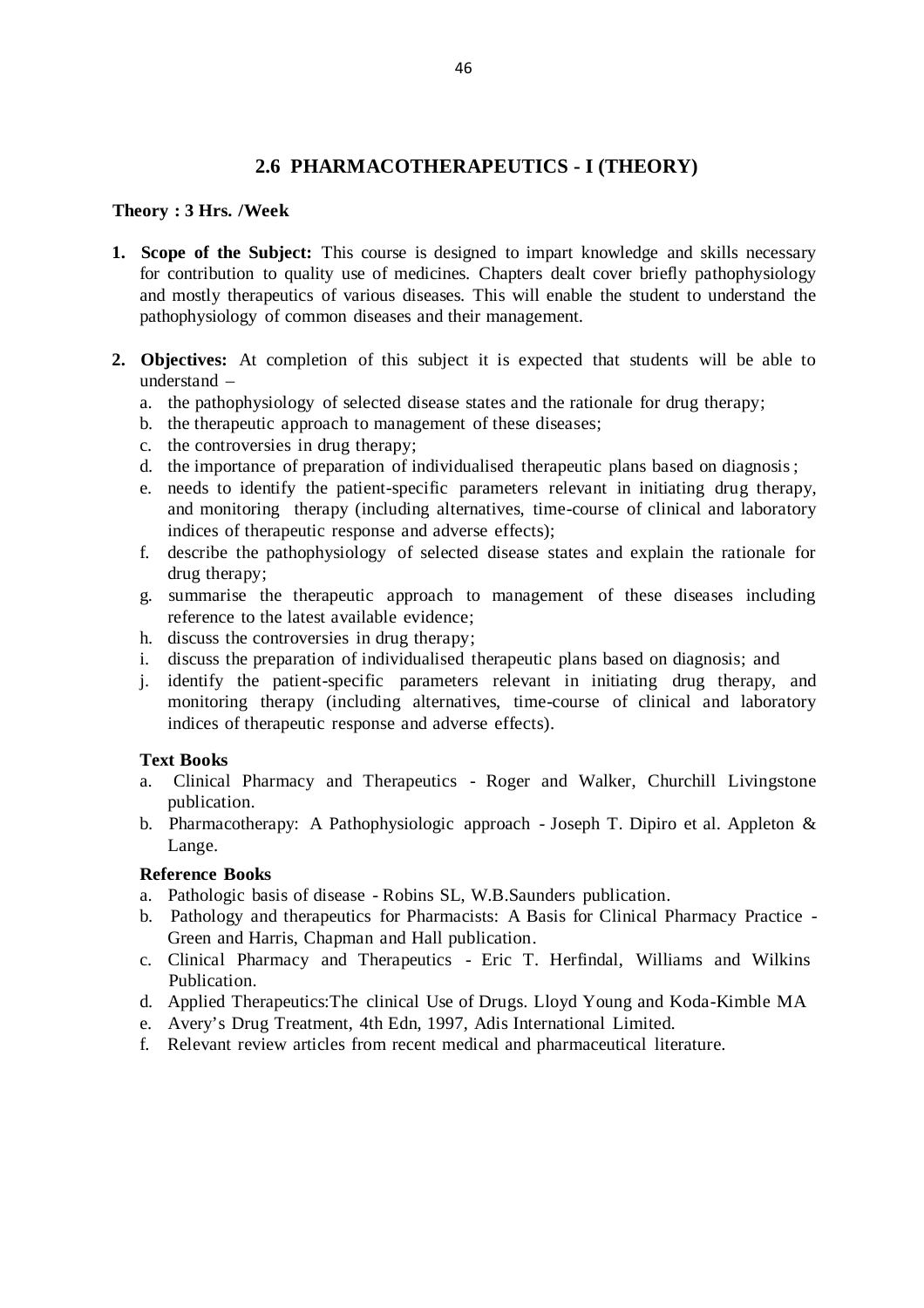## 2.6 PHARMACOTHERAPEUTICS - I (THEORY)

**Theory : 3 Hrs. /Week**

1. **Scope of the Subject:** This course is designed to impart knowledge and skills necessary for contribution to quality use of medicines. Chapters dealt cover briefly pathophysiology and mostly therapeutics of various diseases. This will enable the student to understand the pathophysiology of common diseases and their management.

2. **Objectives:** At completion of this subject it is expected that students will be able to understand –
   a. the pathophysiology of selected disease states and the rationale for drug therapy;
   b. the therapeutic approach to management of these diseases;
   c. the controversies in drug therapy;
   d. the importance of preparation of individualised therapeutic plans based on diagnosis;
   e. needs to identify the patient-specific parameters relevant in initiating drug therapy, and monitoring therapy (including alternatives, time-course of clinical and laboratory indices of therapeutic response and adverse effects);
   f. describe the pathophysiology of selected disease states and explain the rationale for drug therapy;
   g. summarise the therapeutic approach to management of these diseases including reference to the latest available evidence;
   h. discuss the controversies in drug therapy;
   i. discuss the preparation of individualised therapeutic plans based on diagnosis; and
   j. identify the patient-specific parameters relevant in initiating drug therapy, and monitoring therapy (including alternatives, time-course of clinical and laboratory indices of therapeutic response and adverse effects).

**Text Books**

a. Clinical Pharmacy and Therapeutics - Roger and Walker, Churchill Livingstone publication.
b. Pharmacotherapy: A Pathophysiologic approach - Joseph T. Dipiro et al. Appleton & Lange.

**Reference Books**

a. Pathologic basis of disease - Robins SL, W.B.Saunders publication.
b. Pathology and therapeutics for Pharmacists: A Basis for Clinical Pharmacy Practice - Green and Harris, Chapman and Hall publication.
c. Clinical Pharmacy and Therapeutics - Eric T. Herfindal, Williams and Wilkins Publication.
d. Applied Therapeutics:The clinical Use of Drugs. Lloyd Young and Koda-Kimble MA
e. Avery's Drug Treatment, 4th Edn, 1997, Adis International Limited.
f. Relevant review articles from recent medical and pharmaceutical literature.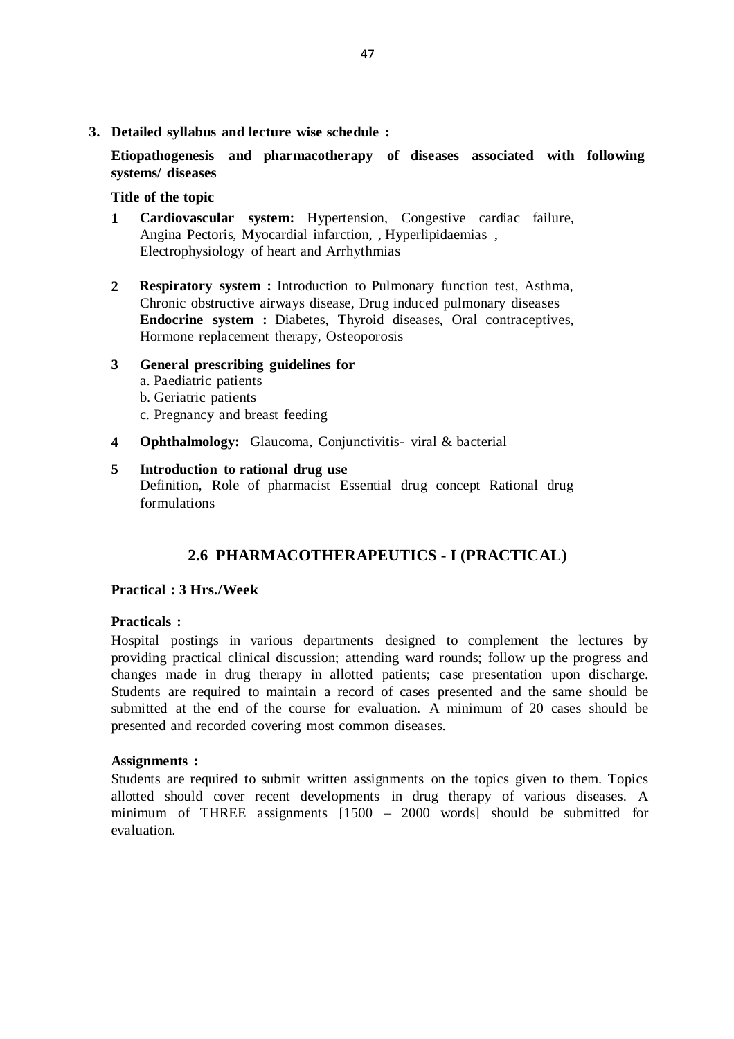**3. Detailed syllabus and lecture wise schedule :**

**Etiopathogenesis and pharmacotherapy of diseases associated with following systems/ diseases**

**Title of the topic**

1. **Cardiovascular system:** Hypertension, Congestive cardiac failure, Angina Pectoris, Myocardial infarction, , Hyperlipidaemias , Electrophysiology of heart and Arrhythmias

2. **Respiratory system :** Introduction to Pulmonary function test, Asthma, Chronic obstructive airways disease, Drug induced pulmonary diseases
   **Endocrine system :** Diabetes, Thyroid diseases, Oral contraceptives, Hormone replacement therapy, Osteoporosis

3. **General prescribing guidelines for**
   a. Paediatric patients
   b. Geriatric patients
   c. Pregnancy and breast feeding

4. **Ophthalmology:** Glaucoma, Conjunctivitis- viral & bacterial

5. **Introduction to rational drug use**
   Definition, Role of pharmacist Essential drug concept Rational drug formulations

## 2.6 PHARMACOTHERAPEUTICS - I (PRACTICAL)

**Practical : 3 Hrs./Week**

**Practicals :**

Hospital postings in various departments designed to complement the lectures by providing practical clinical discussion; attending ward rounds; follow up the progress and changes made in drug therapy in allotted patients; case presentation upon discharge. Students are required to maintain a record of cases presented and the same should be submitted at the end of the course for evaluation. A minimum of 20 cases should be presented and recorded covering most common diseases.

**Assignments :**

Students are required to submit written assignments on the topics given to them. Topics allotted should cover recent developments in drug therapy of various diseases. A minimum of THREE assignments [1500 – 2000 words] should be submitted for evaluation.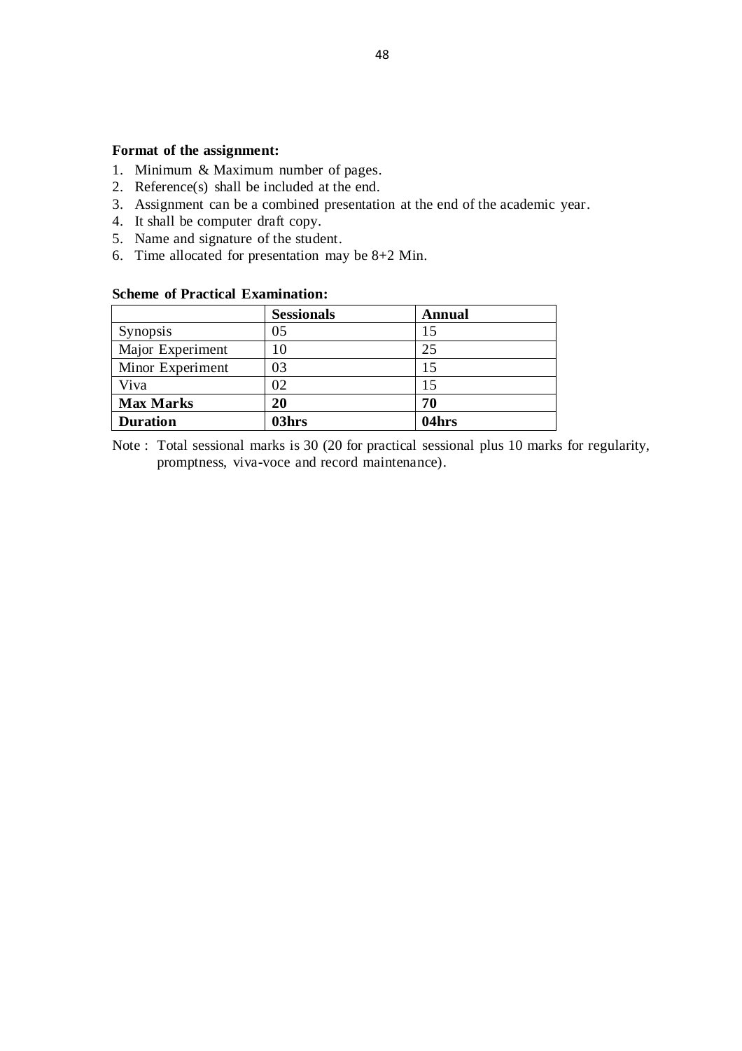**Format of the assignment:**

1. Minimum & Maximum number of pages.
2. Reference(s) shall be included at the end.
3. Assignment can be a combined presentation at the end of the academic year.
4. It shall be computer draft copy.
5. Name and signature of the student.
6. Time allocated for presentation may be 8+2 Min.

**Scheme of Practical Examination:**

| | **Sessionals** | **Annual** |
|---|---|---|
| Synopsis | 05 | 15 |
| Major Experiment | 10 | 25 |
| Minor Experiment | 03 | 15 |
| Viva | 02 | 15 |
| **Max Marks** | **20** | **70** |
| **Duration** | **03hrs** | **04hrs** |

Note : Total sessional marks is 30 (20 for practical sessional plus 10 marks for regularity, promptness, viva-voce and record maintenance).